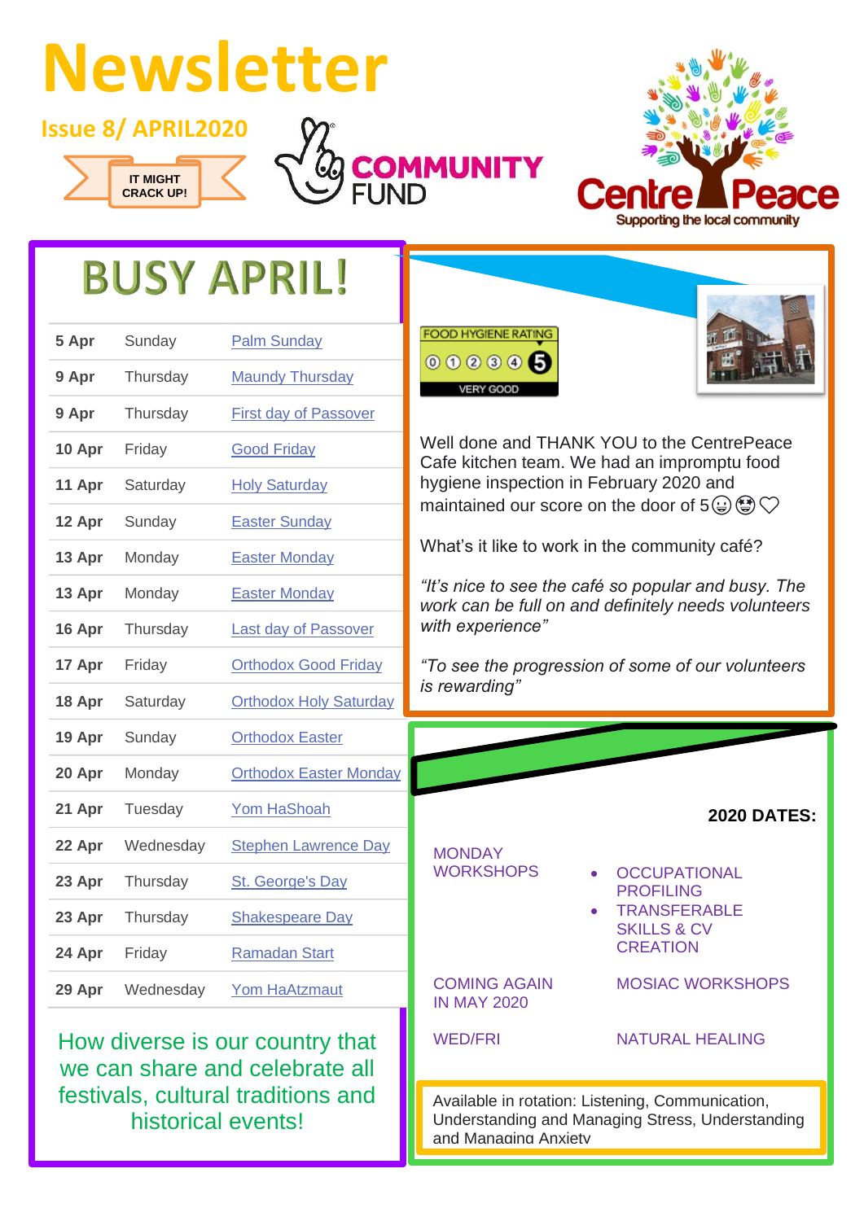# Newsletter

**Issue 8/ APRIL2020**

IT MIGHT CRACK UP!

COMMUNITY FUND

Centre Peace
Supporting the local community

## BUSY APRIL!

| | | |
|---|---|---|
| **5 Apr** | Sunday | Palm Sunday |
| **9 Apr** | Thursday | Maundy Thursday |
| **9 Apr** | Thursday | First day of Passover |
| **10 Apr** | Friday | Good Friday |
| **11 Apr** | Saturday | Holy Saturday |
| **12 Apr** | Sunday | Easter Sunday |
| **13 Apr** | Monday | Easter Monday |
| **13 Apr** | Monday | Easter Monday |
| **16 Apr** | Thursday | Last day of Passover |
| **17 Apr** | Friday | Orthodox Good Friday |
| **18 Apr** | Saturday | Orthodox Holy Saturday |
| **19 Apr** | Sunday | Orthodox Easter |
| **20 Apr** | Monday | Orthodox Easter Monday |
| **21 Apr** | Tuesday | Yom HaShoah |
| **22 Apr** | Wednesday | Stephen Lawrence Day |
| **23 Apr** | Thursday | St. George's Day |
| **23 Apr** | Thursday | Shakespeare Day |
| **24 Apr** | Friday | Ramadan Start |
| **29 Apr** | Wednesday | Yom HaAtzmaut |

How diverse is our country that we can share and celebrate all festivals, cultural traditions and historical events!

FOOD HYGIENE RATING 0 1 2 3 4 5 VERY GOOD

Well done and THANK YOU to the CentrePeace Cafe kitchen team. We had an impromptu food hygiene inspection in February 2020 and maintained our score on the door of 5😀😍♡

What's it like to work in the community café?

*"It's nice to see the café so popular and busy. The work can be full on and definitely needs volunteers with experience"*

*"To see the progression of some of our volunteers is rewarding"*

**2020 DATES:**

MONDAY WORKSHOPS
- OCCUPATIONAL PROFILING
- TRANSFERABLE SKILLS & CV CREATION

COMING AGAIN IN MAY 2020 — MOSIAC WORKSHOPS

WED/FRI — NATURAL HEALING

Available in rotation: Listening, Communication, Understanding and Managing Stress, Understanding and Managing Anxiety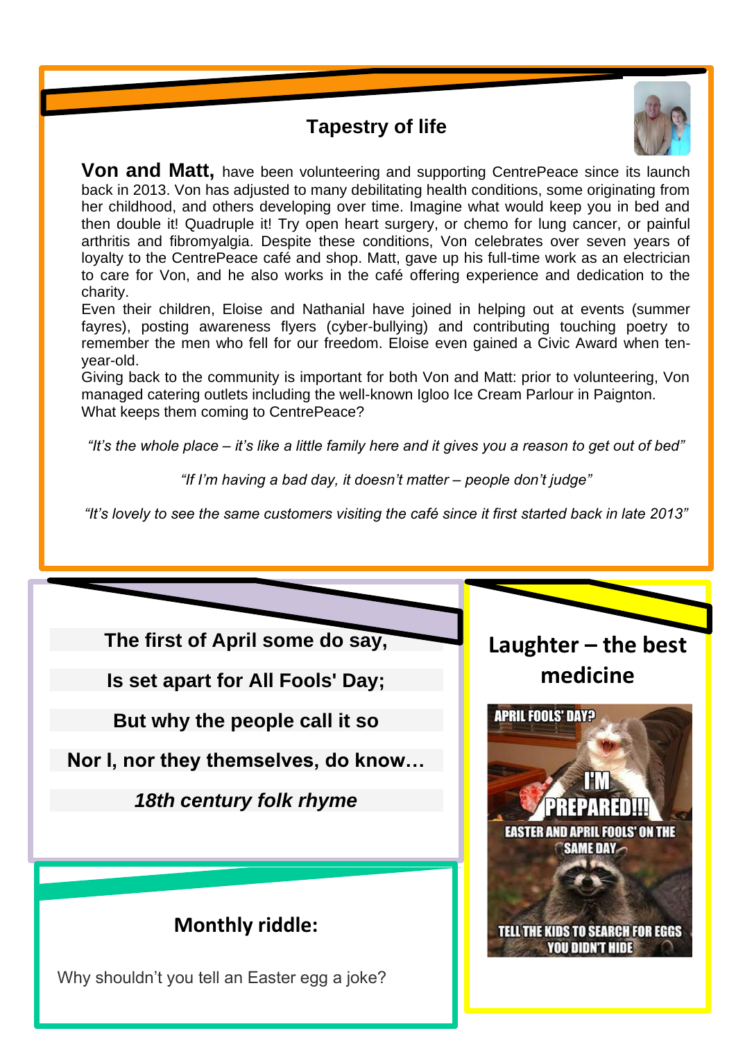## Tapestry of life

**Von and Matt,** have been volunteering and supporting CentrePeace since its launch back in 2013. Von has adjusted to many debilitating health conditions, some originating from her childhood, and others developing over time. Imagine what would keep you in bed and then double it! Quadruple it! Try open heart surgery, or chemo for lung cancer, or painful arthritis and fibromyalgia. Despite these conditions, Von celebrates over seven years of loyalty to the CentrePeace café and shop. Matt, gave up his full-time work as an electrician to care for Von, and he also works in the café offering experience and dedication to the charity.

Even their children, Eloise and Nathanial have joined in helping out at events (summer fayres), posting awareness flyers (cyber-bullying) and contributing touching poetry to remember the men who fell for our freedom. Eloise even gained a Civic Award when ten-year-old.

Giving back to the community is important for both Von and Matt: prior to volunteering, Von managed catering outlets including the well-known Igloo Ice Cream Parlour in Paignton.

What keeps them coming to CentrePeace?

*"It's the whole place – it's like a little family here and it gives you a reason to get out of bed"*

*"If I'm having a bad day, it doesn't matter – people don't judge"*

*"It's lovely to see the same customers visiting the café since it first started back in late 2013"*

**The first of April some do say,**

**Is set apart for All Fools' Day;**

**But why the people call it so**

**Nor I, nor they themselves, do know…**

***18th century folk rhyme***

## Monthly riddle:

Why shouldn't you tell an Easter egg a joke?

## Laughter – the best medicine

APRIL FOOLS' DAY?

I'M PREPARED!!!

EASTER AND APRIL FOOLS' ON THE SAME DAY

TELL THE KIDS TO SEARCH FOR EGGS YOU DIDN'T HIDE